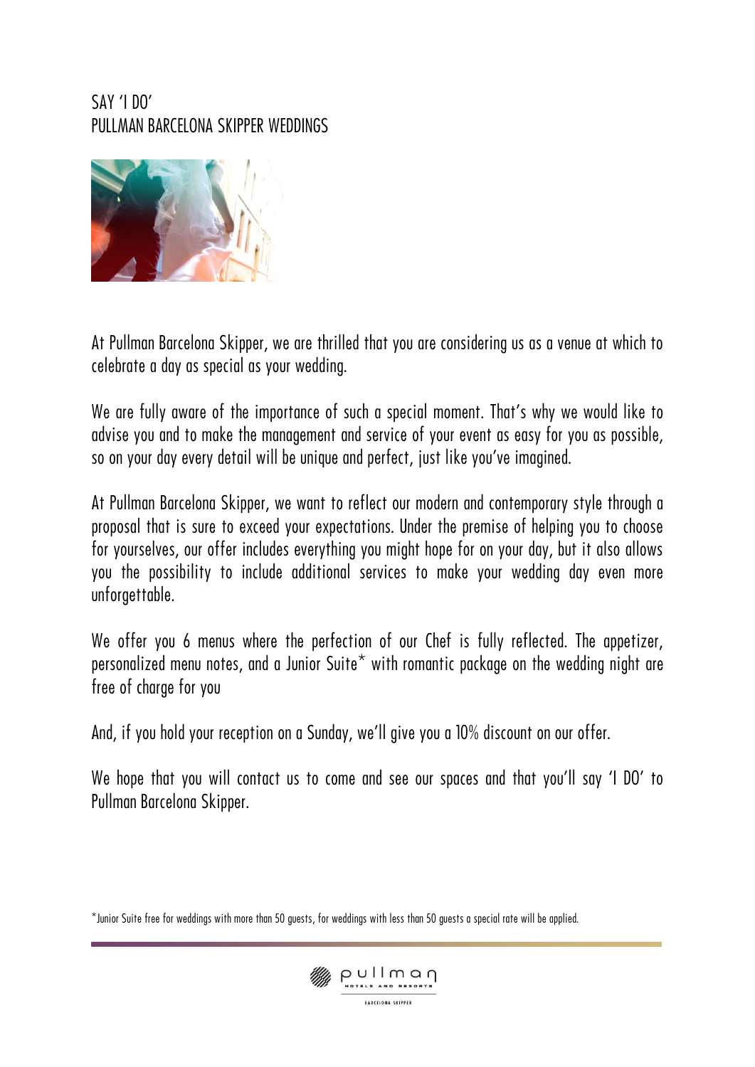# SAY 'I DO'
# PULLMAN BARCELONA SKIPPER WEDDINGS

At Pullman Barcelona Skipper, we are thrilled that you are considering us as a venue at which to celebrate a day as special as your wedding.

We are fully aware of the importance of such a special moment. That's why we would like to advise you and to make the management and service of your event as easy for you as possible, so on your day every detail will be unique and perfect, just like you've imagined.

At Pullman Barcelona Skipper, we want to reflect our modern and contemporary style through a proposal that is sure to exceed your expectations. Under the premise of helping you to choose for yourselves, our offer includes everything you might hope for on your day, but it also allows you the possibility to include additional services to make your wedding day even more unforgettable.

We offer you 6 menus where the perfection of our Chef is fully reflected. The appetizer, personalized menu notes, and a Junior Suite* with romantic package on the wedding night are free of charge for you

And, if you hold your reception on a Sunday, we'll give you a 10% discount on our offer.

We hope that you will contact us to come and see our spaces and that you'll say 'I DO' to Pullman Barcelona Skipper.

*Junior Suite free for weddings with more than 50 guests, for weddings with less than 50 guests a special rate will be applied.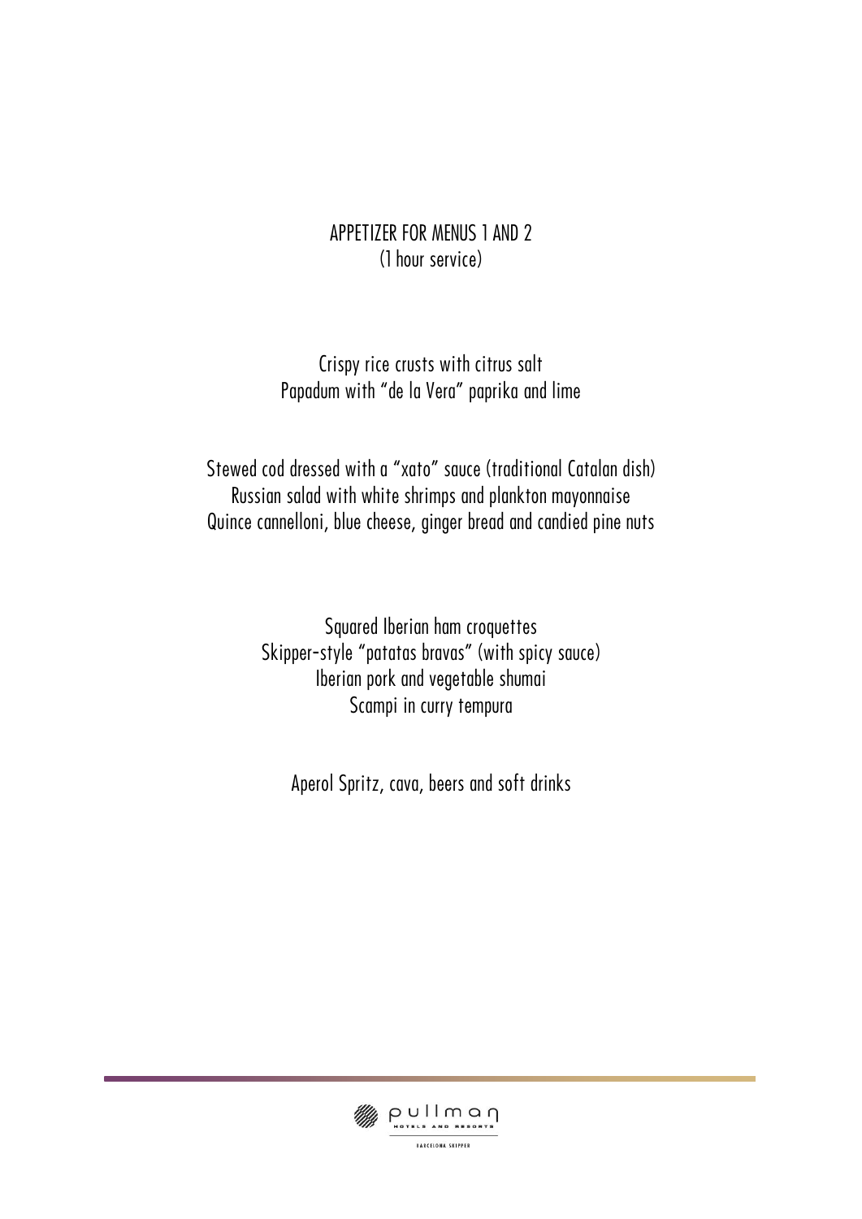## APPETIZER FOR MENUS 1 AND 2
(1 hour service)

Crispy rice crusts with citrus salt
Papadum with "de la Vera" paprika and lime

Stewed cod dressed with a "xato" sauce (traditional Catalan dish)
Russian salad with white shrimps and plankton mayonnaise
Quince cannelloni, blue cheese, ginger bread and candied pine nuts

Squared Iberian ham croquettes
Skipper-style "patatas bravas" (with spicy sauce)
Iberian pork and vegetable shumai
Scampi in curry tempura

Aperol Spritz, cava, beers and soft drinks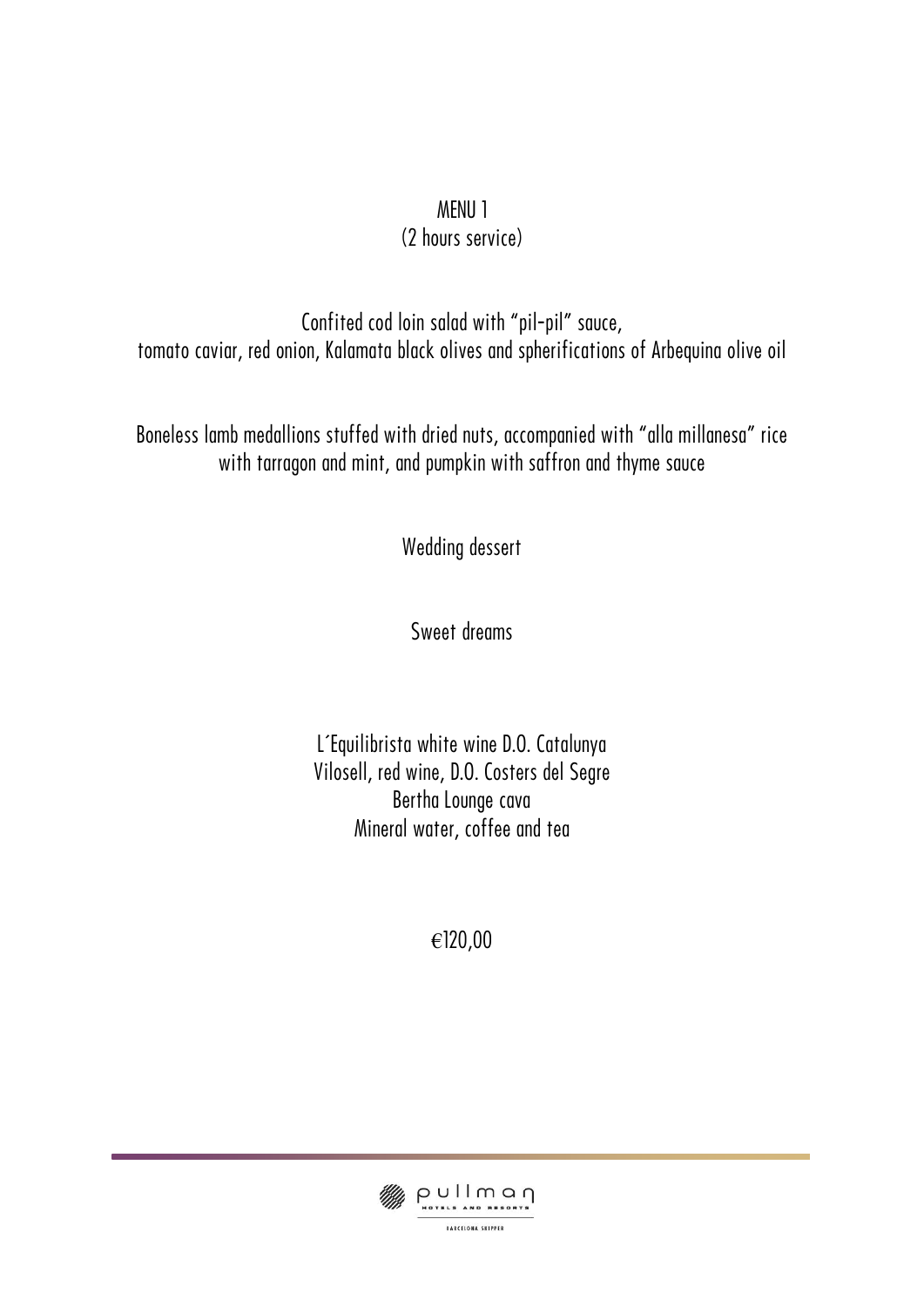# MENU 1

(2 hours service)

Confited cod loin salad with "pil-pil" sauce,
tomato caviar, red onion, Kalamata black olives and spherifications of Arbequina olive oil

Boneless lamb medallions stuffed with dried nuts, accompanied with "alla millanesa" rice
with tarragon and mint, and pumpkin with saffron and thyme sauce

Wedding dessert

Sweet dreams

L´Equilibrista white wine D.O. Catalunya
Vilosell, red wine, D.O. Costers del Segre
Bertha Lounge cava
Mineral water, coffee and tea

€120,00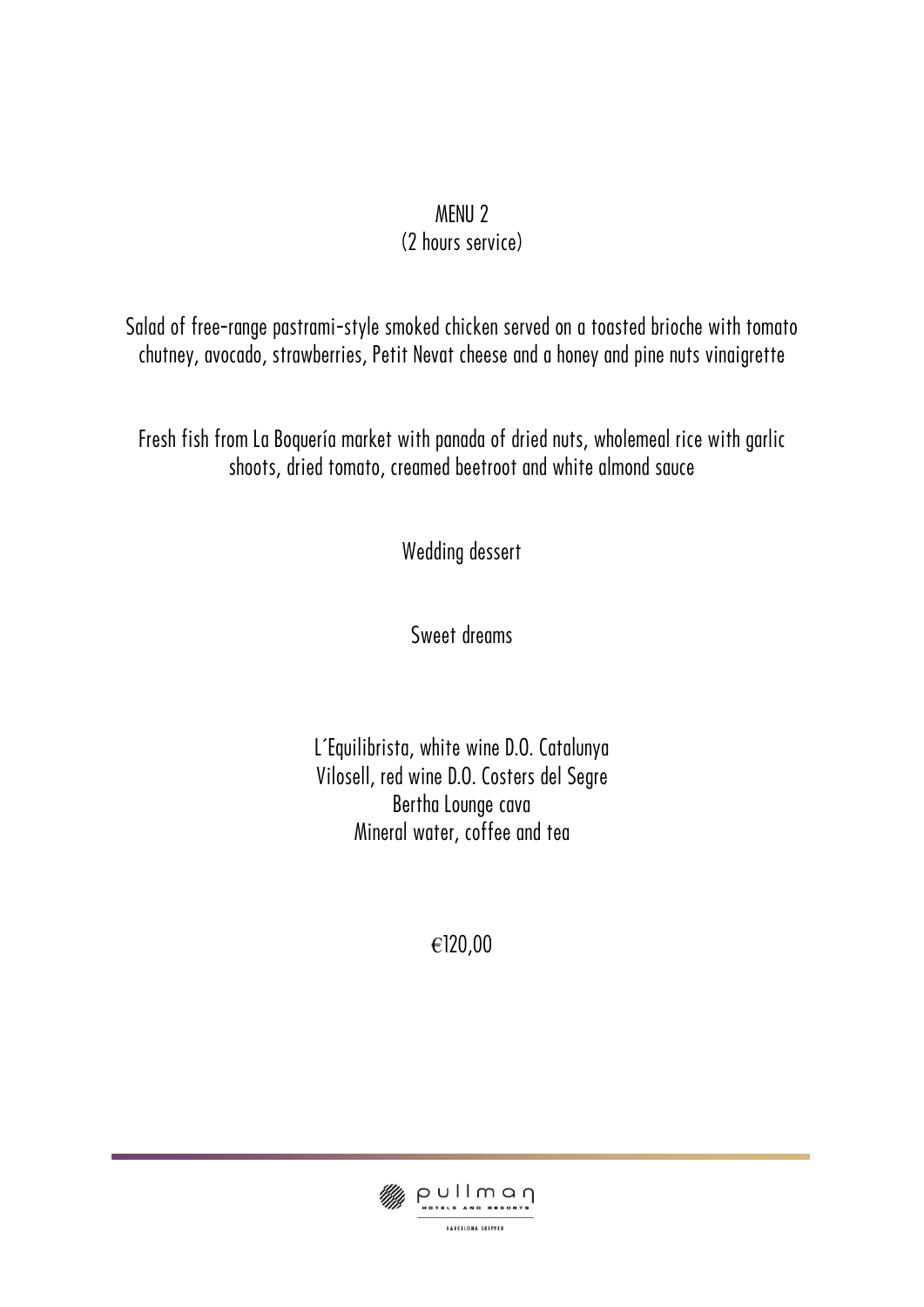# MENU 2

(2 hours service)

Salad of free-range pastrami-style smoked chicken served on a toasted brioche with tomato chutney, avocado, strawberries, Petit Nevat cheese and a honey and pine nuts vinaigrette

Fresh fish from La Boquería market with panada of dried nuts, wholemeal rice with garlic shoots, dried tomato, creamed beetroot and white almond sauce

Wedding dessert

Sweet dreams

L´Equilibrista, white wine D.O. Catalunya
Vilosell, red wine D.O. Costers del Segre
Bertha Lounge cava
Mineral water, coffee and tea

€120,00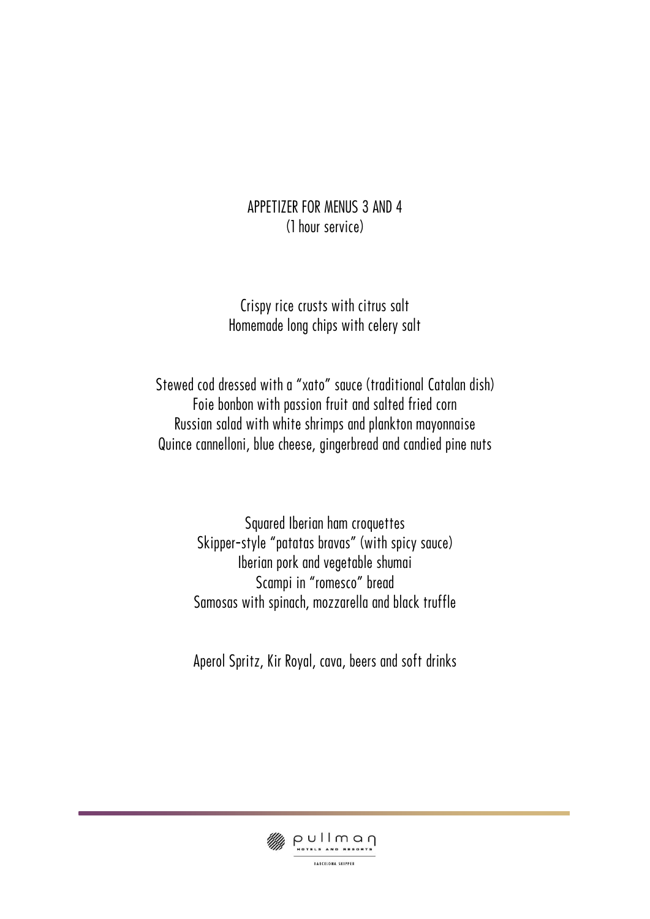## APPETIZER FOR MENUS 3 AND 4
(1 hour service)

Crispy rice crusts with citrus salt
Homemade long chips with celery salt

Stewed cod dressed with a "xato" sauce (traditional Catalan dish)
Foie bonbon with passion fruit and salted fried corn
Russian salad with white shrimps and plankton mayonnaise
Quince cannelloni, blue cheese, gingerbread and candied pine nuts

Squared Iberian ham croquettes
Skipper-style "patatas bravas" (with spicy sauce)
Iberian pork and vegetable shumai
Scampi in "romesco" bread
Samosas with spinach, mozzarella and black truffle

Aperol Spritz, Kir Royal, cava, beers and soft drinks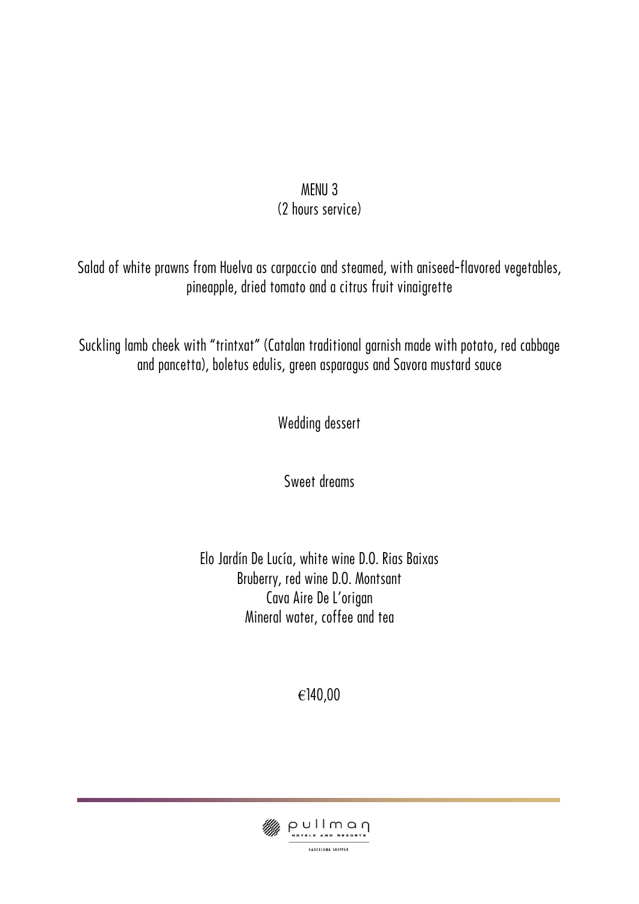# MENU 3

(2 hours service)

Salad of white prawns from Huelva as carpaccio and steamed, with aniseed-flavored vegetables, pineapple, dried tomato and a citrus fruit vinaigrette

Suckling lamb cheek with "trintxat" (Catalan traditional garnish made with potato, red cabbage and pancetta), boletus edulis, green asparagus and Savora mustard sauce

Wedding dessert

Sweet dreams

Elo Jardín De Lucía, white wine D.O. Rias Baixas
Bruberry, red wine D.O. Montsant
Cava Aire De L'origan
Mineral water, coffee and tea

€140,00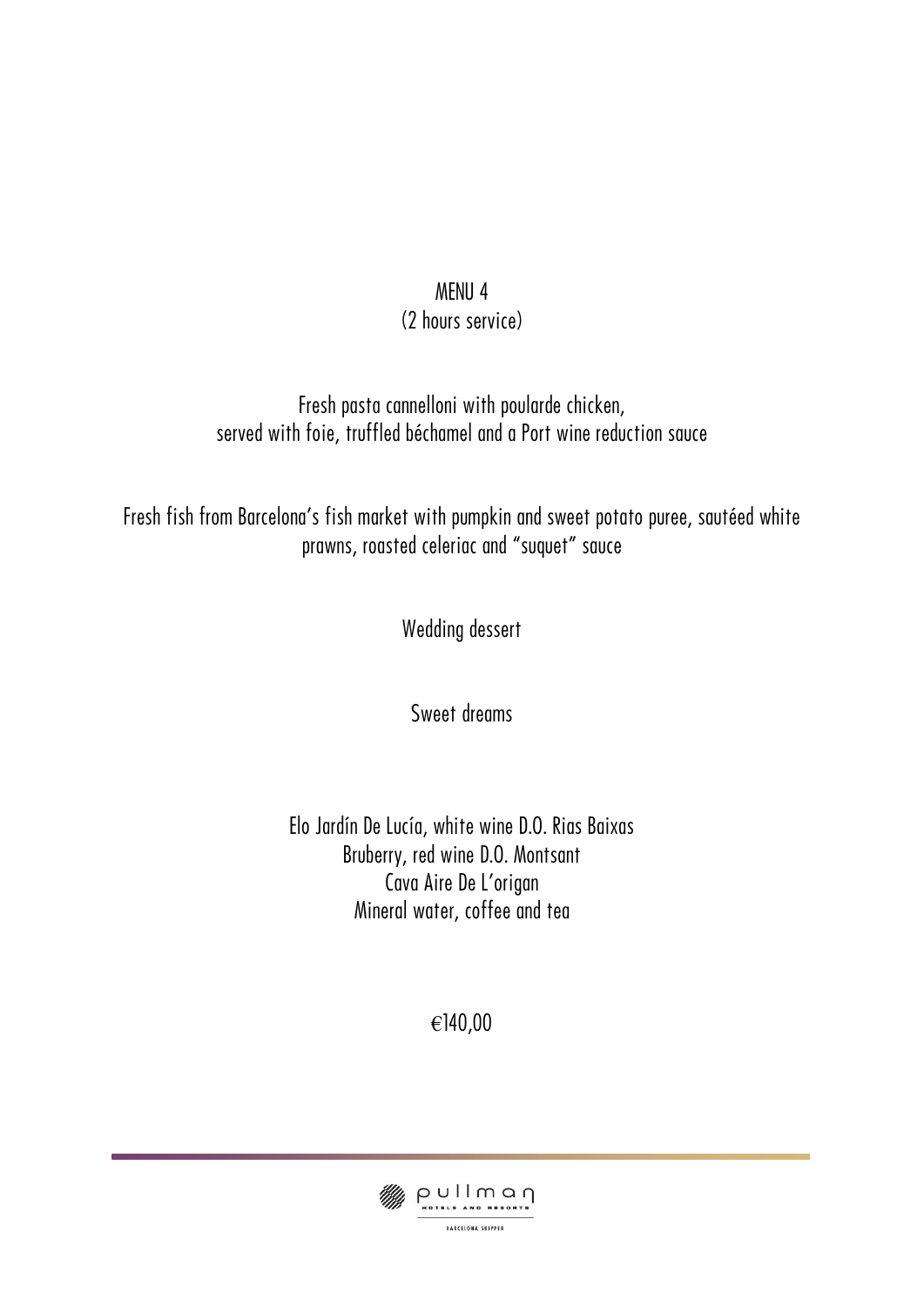# MENU 4

(2 hours service)

Fresh pasta cannelloni with poularde chicken,
served with foie, truffled béchamel and a Port wine reduction sauce

Fresh fish from Barcelona's fish market with pumpkin and sweet potato puree, sautéed white prawns, roasted celeriac and "suquet" sauce

Wedding dessert

Sweet dreams

Elo Jardín De Lucía, white wine D.O. Rias Baixas
Bruberry, red wine D.O. Montsant
Cava Aire De L'origan
Mineral water, coffee and tea

€140,00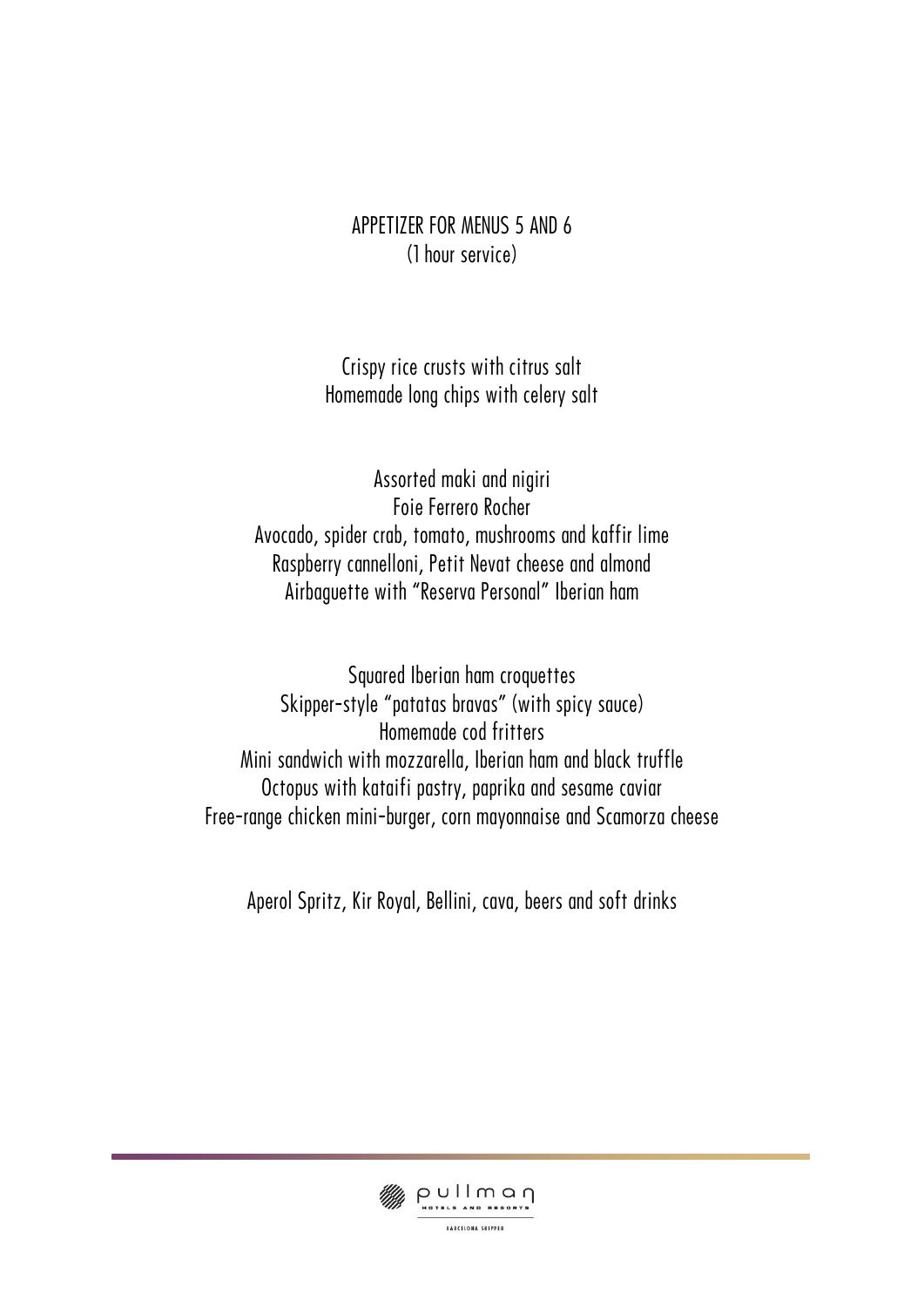## APPETIZER FOR MENUS 5 AND 6
(1 hour service)

Crispy rice crusts with citrus salt
Homemade long chips with celery salt

Assorted maki and nigiri
Foie Ferrero Rocher
Avocado, spider crab, tomato, mushrooms and kaffir lime
Raspberry cannelloni, Petit Nevat cheese and almond
Airbaguette with "Reserva Personal" Iberian ham

Squared Iberian ham croquettes
Skipper-style "patatas bravas" (with spicy sauce)
Homemade cod fritters
Mini sandwich with mozzarella, Iberian ham and black truffle
Octopus with kataifi pastry, paprika and sesame caviar
Free-range chicken mini-burger, corn mayonnaise and Scamorza cheese

Aperol Spritz, Kir Royal, Bellini, cava, beers and soft drinks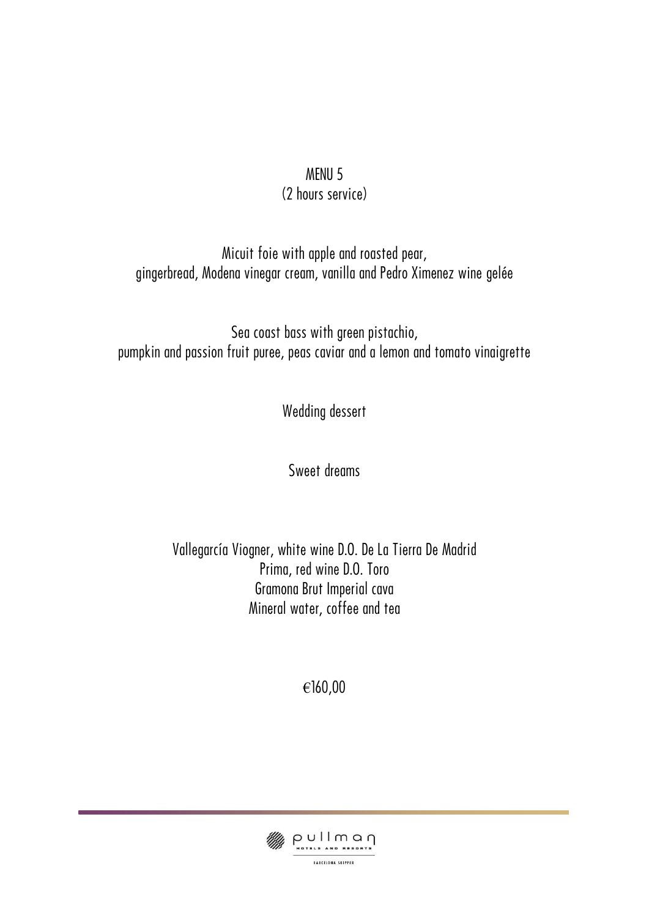# MENU 5

(2 hours service)

Micuit foie with apple and roasted pear,
gingerbread, Modena vinegar cream, vanilla and Pedro Ximenez wine gelée

Sea coast bass with green pistachio,
pumpkin and passion fruit puree, peas caviar and a lemon and tomato vinaigrette

Wedding dessert

Sweet dreams

Vallegarcía Viogner, white wine D.O. De La Tierra De Madrid
Prima, red wine D.O. Toro
Gramona Brut Imperial cava
Mineral water, coffee and tea

€160,00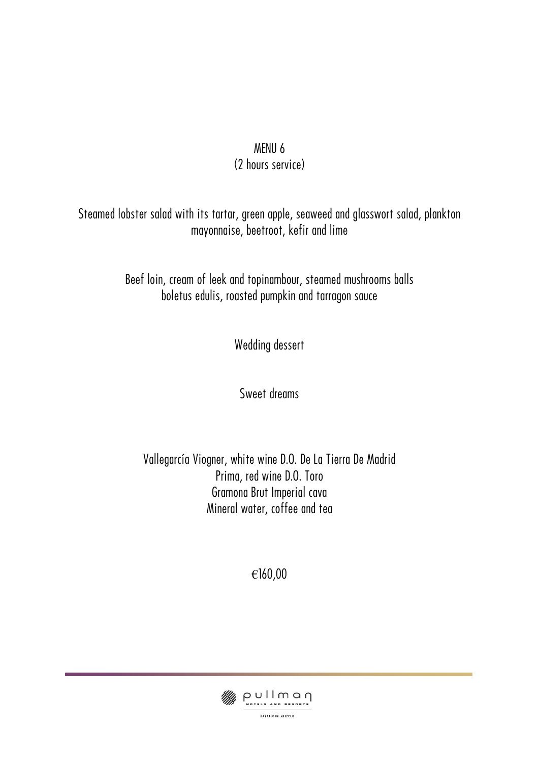# MENU 6

(2 hours service)

Steamed lobster salad with its tartar, green apple, seaweed and glasswort salad, plankton mayonnaise, beetroot, kefir and lime

Beef loin, cream of leek and topinambour, steamed mushrooms balls
boletus edulis, roasted pumpkin and tarragon sauce

Wedding dessert

Sweet dreams

Vallegarcía Viogner, white wine D.O. De La Tierra De Madrid
Prima, red wine D.O. Toro
Gramona Brut Imperial cava
Mineral water, coffee and tea

€160,00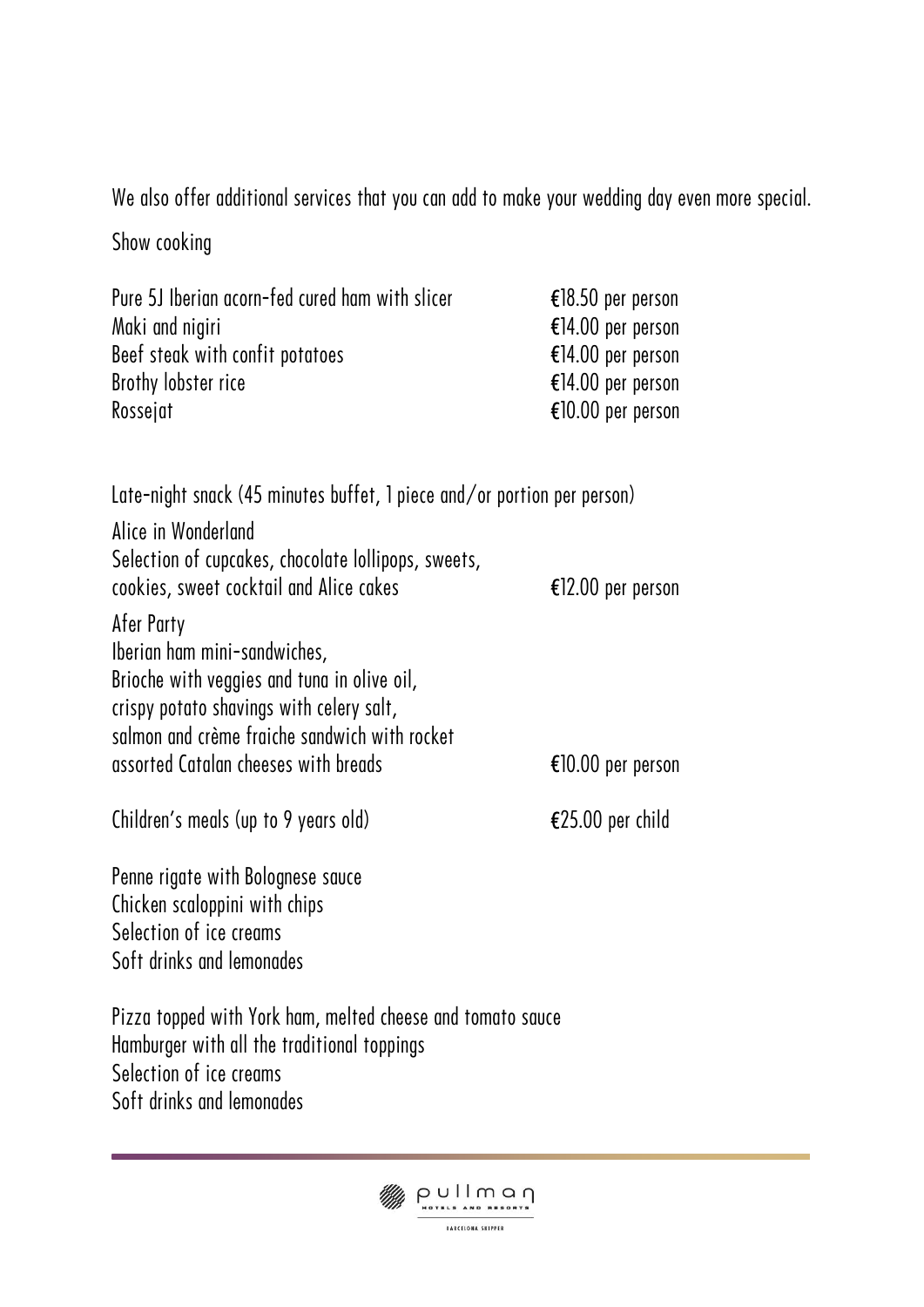We also offer additional services that you can add to make your wedding day even more special.

Show cooking

| | |
|---|---|
| Pure 5J Iberian acorn-fed cured ham with slicer | €18.50 per person |
| Maki and nigiri | €14.00 per person |
| Beef steak with confit potatoes | €14.00 per person |
| Brothy lobster rice | €14.00 per person |
| Rossejat | €10.00 per person |

Late-night snack (45 minutes buffet, 1 piece and/or portion per person)

Alice in Wonderland
Selection of cupcakes, chocolate lollipops, sweets,
cookies, sweet cocktail and Alice cakes — €12.00 per person

Afer Party
Iberian ham mini-sandwiches,
Brioche with veggies and tuna in olive oil,
crispy potato shavings with celery salt,
salmon and crème fraiche sandwich with rocket
assorted Catalan cheeses with breads — €10.00 per person

Children's meals (up to 9 years old) — €25.00 per child

Penne rigate with Bolognese sauce
Chicken scaloppini with chips
Selection of ice creams
Soft drinks and lemonades

Pizza topped with York ham, melted cheese and tomato sauce
Hamburger with all the traditional toppings
Selection of ice creams
Soft drinks and lemonades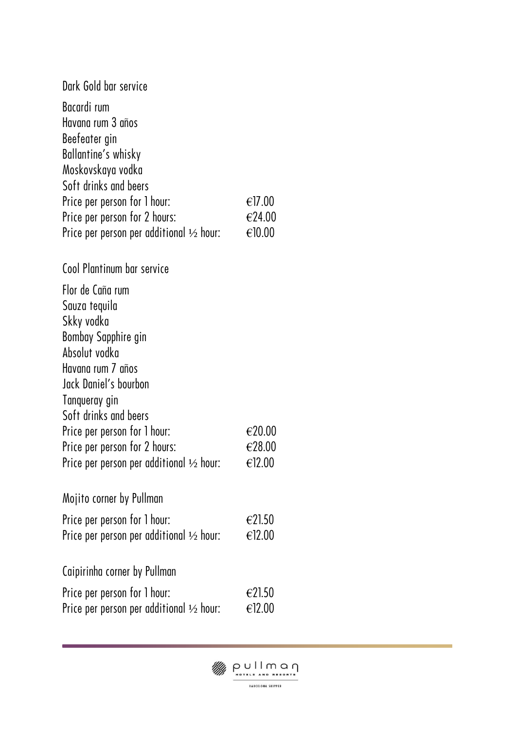## Dark Gold bar service

Bacardi rum
Havana rum 3 años
Beefeater gin
Ballantine's whisky
Moskovskaya vodka
Soft drinks and beers

| | |
|---|---|
| Price per person for 1 hour: | €17.00 |
| Price per person for 2 hours: | €24.00 |
| Price per person per additional ½ hour: | €10.00 |

## Cool Plantinum bar service

Flor de Caña rum
Sauza tequila
Skky vodka
Bombay Sapphire gin
Absolut vodka
Havana rum 7 años
Jack Daniel's bourbon
Tanqueray gin
Soft drinks and beers

| | |
|---|---|
| Price per person for 1 hour: | €20.00 |
| Price per person for 2 hours: | €28.00 |
| Price per person per additional ½ hour: | €12.00 |

## Mojito corner by Pullman

| | |
|---|---|
| Price per person for 1 hour: | €21.50 |
| Price per person per additional ½ hour: | €12.00 |

## Caipirinha corner by Pullman

| | |
|---|---|
| Price per person for 1 hour: | €21.50 |
| Price per person per additional ½ hour: | €12.00 |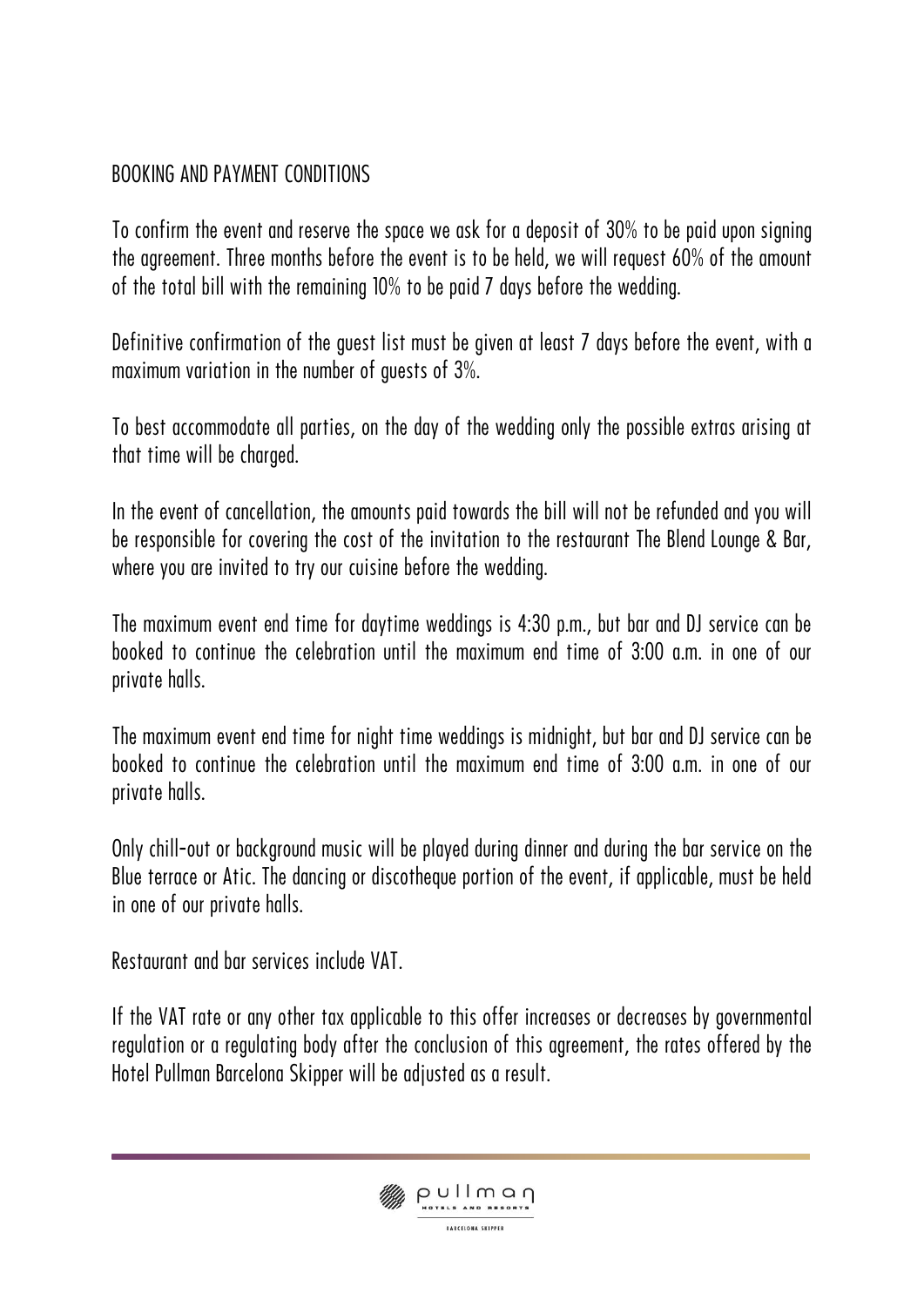## BOOKING AND PAYMENT CONDITIONS

To confirm the event and reserve the space we ask for a deposit of 30% to be paid upon signing the agreement. Three months before the event is to be held, we will request 60% of the amount of the total bill with the remaining 10% to be paid 7 days before the wedding.

Definitive confirmation of the guest list must be given at least 7 days before the event, with a maximum variation in the number of guests of 3%.

To best accommodate all parties, on the day of the wedding only the possible extras arising at that time will be charged.

In the event of cancellation, the amounts paid towards the bill will not be refunded and you will be responsible for covering the cost of the invitation to the restaurant The Blend Lounge & Bar, where you are invited to try our cuisine before the wedding.

The maximum event end time for daytime weddings is 4:30 p.m., but bar and DJ service can be booked to continue the celebration until the maximum end time of 3:00 a.m. in one of our private halls.

The maximum event end time for night time weddings is midnight, but bar and DJ service can be booked to continue the celebration until the maximum end time of 3:00 a.m. in one of our private halls.

Only chill-out or background music will be played during dinner and during the bar service on the Blue terrace or Atic. The dancing or discotheque portion of the event, if applicable, must be held in one of our private halls.

Restaurant and bar services include VAT.

If the VAT rate or any other tax applicable to this offer increases or decreases by governmental regulation or a regulating body after the conclusion of this agreement, the rates offered by the Hotel Pullman Barcelona Skipper will be adjusted as a result.